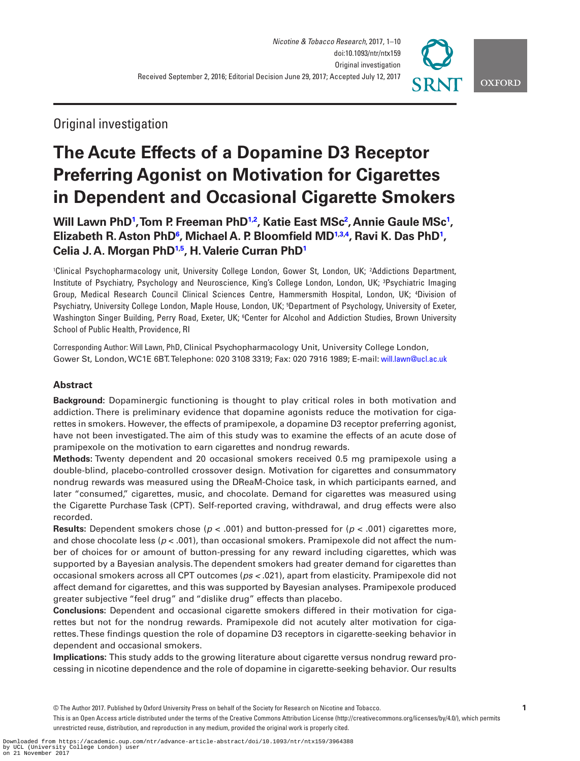Original investigation

# The Acute Effects of a Dopamine D3 Receptor Preferring Agonist on Motivation for Cigarettes in Dependent and Occasional Cigarette Smokers

**Will Lawn PhD[1], Tom P. Freeman PhD[1,2], Katie East MSc[2], Annie Gaule MSc[1], Elizabeth R. Aston PhD[6], Michael A. P. Bloomfield MD[1,3,4], Ravi K. Das PhD[1], Celia J. A. Morgan PhD[1,5], H. Valerie Curran PhD[1]**

[1]Clinical Psychopharmacology unit, University College London, Gower St, London, UK; [2]Addictions Department, Institute of Psychiatry, Psychology and Neuroscience, King's College London, London, UK; [3]Psychiatric Imaging Group, Medical Research Council Clinical Sciences Centre, Hammersmith Hospital, London, UK; [4]Division of Psychiatry, University College London, Maple House, London, UK; [5]Department of Psychology, University of Exeter, Washington Singer Building, Perry Road, Exeter, UK; [6]Center for Alcohol and Addiction Studies, Brown University School of Public Health, Providence, RI

Corresponding Author: Will Lawn, PhD, Clinical Psychopharmacology Unit, University College London, Gower St, London, WC1E 6BT. Telephone: 020 3108 3319; Fax: 020 7916 1989; E-mail: will.lawn@ucl.ac.uk

## Abstract

**Background:** Dopaminergic functioning is thought to play critical roles in both motivation and addiction. There is preliminary evidence that dopamine agonists reduce the motivation for cigarettes in smokers. However, the effects of pramipexole, a dopamine D3 receptor preferring agonist, have not been investigated. The aim of this study was to examine the effects of an acute dose of pramipexole on the motivation to earn cigarettes and nondrug rewards.

**Methods:** Twenty dependent and 20 occasional smokers received 0.5 mg pramipexole using a double-blind, placebo-controlled crossover design. Motivation for cigarettes and consummatory nondrug rewards was measured using the DReaM-Choice task, in which participants earned, and later "consumed," cigarettes, music, and chocolate. Demand for cigarettes was measured using the Cigarette Purchase Task (CPT). Self-reported craving, withdrawal, and drug effects were also recorded.

**Results:** Dependent smokers chose ($p < .001$) and button-pressed for ($p < .001$) cigarettes more, and chose chocolate less ($p < .001$), than occasional smokers. Pramipexole did not affect the number of choices for or amount of button-pressing for any reward including cigarettes, which was supported by a Bayesian analysis. The dependent smokers had greater demand for cigarettes than occasional smokers across all CPT outcomes ($ps < .021$), apart from elasticity. Pramipexole did not affect demand for cigarettes, and this was supported by Bayesian analyses. Pramipexole produced greater subjective "feel drug" and "dislike drug" effects than placebo.

**Conclusions:** Dependent and occasional cigarette smokers differed in their motivation for cigarettes but not for the nondrug rewards. Pramipexole did not acutely alter motivation for cigarettes. These findings question the role of dopamine D3 receptors in cigarette-seeking behavior in dependent and occasional smokers.

**Implications:** This study adds to the growing literature about cigarette versus nondrug reward processing in nicotine dependence and the role of dopamine in cigarette-seeking behavior. Our results

© The Author 2017. Published by Oxford University Press on behalf of the Society for Research on Nicotine and Tobacco.

This is an Open Access article distributed under the terms of the Creative Commons Attribution License (http://creativecommons.org/licenses/by/4.0/), which permits unrestricted reuse, distribution, and reproduction in any medium, provided the original work is properly cited.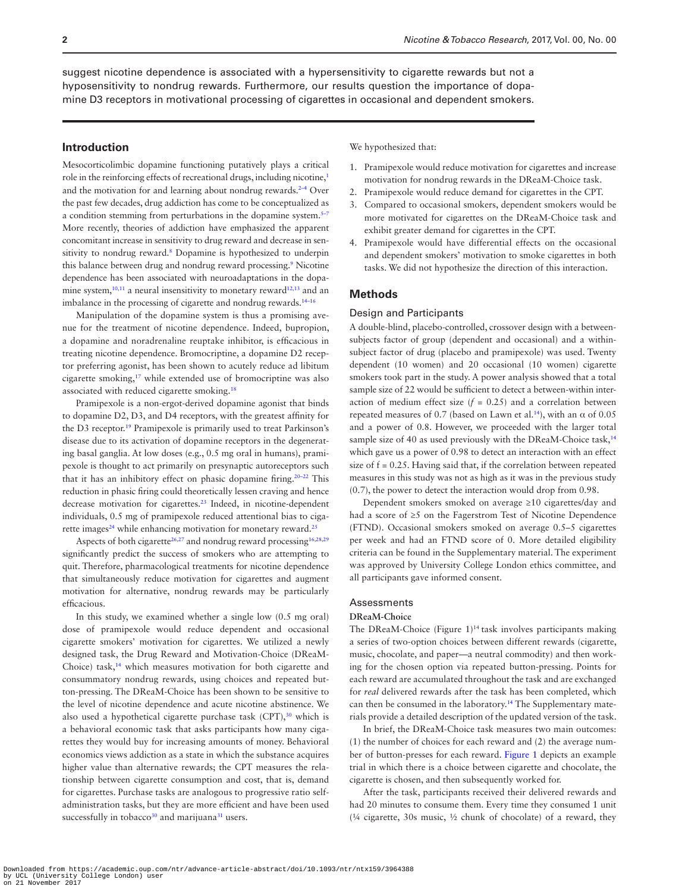suggest nicotine dependence is associated with a hypersensitivity to cigarette rewards but not a hyposensitivity to nondrug rewards. Furthermore, our results question the importance of dopamine D3 receptors in motivational processing of cigarettes in occasional and dependent smokers.

## Introduction

Mesocorticolimbic dopamine functioning putatively plays a critical role in the reinforcing effects of recreational drugs, including nicotine,[1] and the motivation for and learning about nondrug rewards.[2–4] Over the past few decades, drug addiction has come to be conceptualized as a condition stemming from perturbations in the dopamine system.[5–7] More recently, theories of addiction have emphasized the apparent concomitant increase in sensitivity to drug reward and decrease in sensitivity to nondrug reward.[8] Dopamine is hypothesized to underpin this balance between drug and nondrug reward processing.[9] Nicotine dependence has been associated with neuroadaptations in the dopamine system,[10,11] a neural insensitivity to monetary reward[12,13] and an imbalance in the processing of cigarette and nondrug rewards.[14–16]

Manipulation of the dopamine system is thus a promising avenue for the treatment of nicotine dependence. Indeed, bupropion, a dopamine and noradrenaline reuptake inhibitor, is efficacious in treating nicotine dependence. Bromocriptine, a dopamine D2 receptor preferring agonist, has been shown to acutely reduce ad libitum cigarette smoking,[17] while extended use of bromocriptine was also associated with reduced cigarette smoking.[18]

Pramipexole is a non-ergot-derived dopamine agonist that binds to dopamine D2, D3, and D4 receptors, with the greatest affinity for the D3 receptor.[19] Pramipexole is primarily used to treat Parkinson's disease due to its activation of dopamine receptors in the degenerating basal ganglia. At low doses (e.g., 0.5 mg oral in humans), pramipexole is thought to act primarily on presynaptic autoreceptors such that it has an inhibitory effect on phasic dopamine firing.[20–22] This reduction in phasic firing could theoretically lessen craving and hence decrease motivation for cigarettes.[23] Indeed, in nicotine-dependent individuals, 0.5 mg of pramipexole reduced attentional bias to cigarette images[24] while enhancing motivation for monetary reward.[25]

Aspects of both cigarette[26,27] and nondrug reward processing[16,28,29] significantly predict the success of smokers who are attempting to quit. Therefore, pharmacological treatments for nicotine dependence that simultaneously reduce motivation for cigarettes and augment motivation for alternative, nondrug rewards may be particularly efficacious.

In this study, we examined whether a single low (0.5 mg oral) dose of pramipexole would reduce dependent and occasional cigarette smokers' motivation for cigarettes. We utilized a newly designed task, the Drug Reward and Motivation-Choice (DReaM-Choice) task,[14] which measures motivation for both cigarette and consummatory nondrug rewards, using choices and repeated button-pressing. The DReaM-Choice has been shown to be sensitive to the level of nicotine dependence and acute nicotine abstinence. We also used a hypothetical cigarette purchase task (CPT),[30] which is a behavioral economic task that asks participants how many cigarettes they would buy for increasing amounts of money. Behavioral economics views addiction as a state in which the substance acquires higher value than alternative rewards; the CPT measures the relationship between cigarette consumption and cost, that is, demand for cigarettes. Purchase tasks are analogous to progressive ratio self-administration tasks, but they are more efficient and have been used successfully in tobacco[30] and marijuana[31] users.

We hypothesized that:

1. Pramipexole would reduce motivation for cigarettes and increase motivation for nondrug rewards in the DReaM-Choice task.
2. Pramipexole would reduce demand for cigarettes in the CPT.
3. Compared to occasional smokers, dependent smokers would be more motivated for cigarettes on the DReaM-Choice task and exhibit greater demand for cigarettes in the CPT.
4. Pramipexole would have differential effects on the occasional and dependent smokers' motivation to smoke cigarettes in both tasks. We did not hypothesize the direction of this interaction.

## Methods

### Design and Participants

A double-blind, placebo-controlled, crossover design with a between-subjects factor of group (dependent and occasional) and a within-subject factor of drug (placebo and pramipexole) was used. Twenty dependent (10 women) and 20 occasional (10 women) cigarette smokers took part in the study. A power analysis showed that a total sample size of 22 would be sufficient to detect a between-within interaction of medium effect size ($f$ = 0.25) and a correlation between repeated measures of 0.7 (based on Lawn et al.[14]), with an α of 0.05 and a power of 0.8. However, we proceeded with the larger total sample size of 40 as used previously with the DReaM-Choice task,[14] which gave us a power of 0.98 to detect an interaction with an effect size of f = 0.25. Having said that, if the correlation between repeated measures in this study was not as high as it was in the previous study (0.7), the power to detect the interaction would drop from 0.98.

Dependent smokers smoked on average ≥10 cigarettes/day and had a score of ≥5 on the Fagerstrom Test of Nicotine Dependence (FTND). Occasional smokers smoked on average 0.5–5 cigarettes per week and had an FTND score of 0. More detailed eligibility criteria can be found in the Supplementary material. The experiment was approved by University College London ethics committee, and all participants gave informed consent.

### Assessments

#### DReaM-Choice

The DReaM-Choice (Figure 1)[14] task involves participants making a series of two-option choices between different rewards (cigarette, music, chocolate, and paper—a neutral commodity) and then working for the chosen option via repeated button-pressing. Points for each reward are accumulated throughout the task and are exchanged for *real* delivered rewards after the task has been completed, which can then be consumed in the laboratory.[14] The Supplementary materials provide a detailed description of the updated version of the task.

In brief, the DReaM-Choice task measures two main outcomes: (1) the number of choices for each reward and (2) the average number of button-presses for each reward. Figure 1 depicts an example trial in which there is a choice between cigarette and chocolate, the cigarette is chosen, and then subsequently worked for.

After the task, participants received their delivered rewards and had 20 minutes to consume them. Every time they consumed 1 unit (¼ cigarette, 30s music, ½ chunk of chocolate) of a reward, they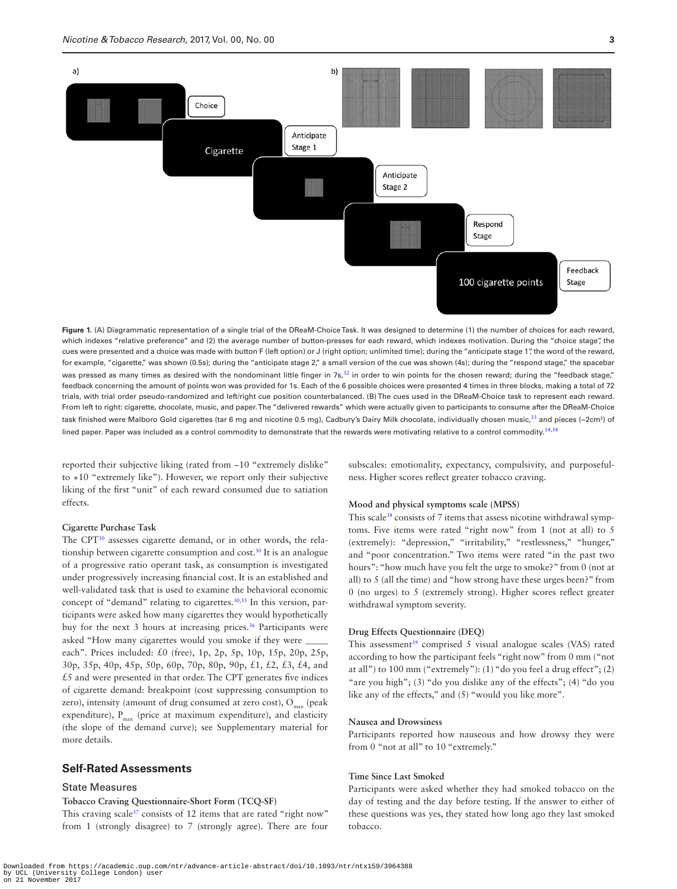**Figure 1.** (A) Diagrammatic representation of a single trial of the DReaM-Choice Task. It was designed to determine (1) the number of choices for each reward, which indexes "relative preference" and (2) the average number of button-presses for each reward, which indexes motivation. During the "choice stage", the cues were presented and a choice was made with button F (left option) or J (right option; unlimited time); during the "anticipate stage 1", the word of the reward, for example, "cigarette," was shown (0.5s); during the "anticipate stage 2," a small version of the cue was shown (4s); during the "respond stage," the spacebar was pressed as many times as desired with the nondominant little finger in 7s,[32] in order to win points for the chosen reward; during the "feedback stage," feedback concerning the amount of points won was provided for 1s. Each of the 6 possible choices were presented 4 times in three blocks, making a total of 72 trials, with trial order pseudo-randomized and left/right cue position counterbalanced. (B) The cues used in the DReaM-Choice task to represent each reward. From left to right: cigarette, chocolate, music, and paper. The "delivered rewards" which were actually given to participants to consume after the DReaM-Choice task finished were Malboro Gold cigarettes (tar 6 mg and nicotine 0.5 mg), Cadbury's Dairy Milk chocolate, individually chosen music,[33] and pieces (~2cm²) of lined paper. Paper was included as a control commodity to demonstrate that the rewards were motivating relative to a control commodity.[14,34]

reported their subjective liking (rated from −10 "extremely dislike" to +10 "extremely like"). However, we report only their subjective liking of the first "unit" of each reward consumed due to satiation effects.

#### Cigarette Purchase Task

The CPT[30] assesses cigarette demand, or in other words, the relationship between cigarette consumption and cost.[30] It is an analogue of a progressive ratio operant task, as consumption is investigated under progressively increasing financial cost. It is an established and well-validated task that is used to examine the behavioral economic concept of "demand" relating to cigarettes.[30,35] In this version, participants were asked how many cigarettes they would hypothetically buy for the next 3 hours at increasing prices.[36] Participants were asked "How many cigarettes would you smoke if they were _____ each". Prices included: £0 (free), 1p, 2p, 5p, 10p, 15p, 20p, 25p, 30p, 35p, 40p, 45p, 50p, 60p, 70p, 80p, 90p, £1, £2, £3, £4, and £5 and were presented in that order. The CPT generates five indices of cigarette demand: breakpoint (cost suppressing consumption to zero), intensity (amount of drug consumed at zero cost), $O_{max}$ (peak expenditure), $P_{max}$ (price at maximum expenditure), and elasticity (the slope of the demand curve); see Supplementary material for more details.

## Self-Rated Assessments

### State Measures

#### Tobacco Craving Questionnaire-Short Form (TCQ-SF)

This craving scale[37] consists of 12 items that are rated "right now" from 1 (strongly disagree) to 7 (strongly agree). There are four subscales: emotionality, expectancy, compulsivity, and purposefulness. Higher scores reflect greater tobacco craving.

#### Mood and physical symptoms scale (MPSS)

This scale[38] consists of 7 items that assess nicotine withdrawal symptoms. Five items were rated "right now" from 1 (not at all) to 5 (extremely): "depression," "irritability," "restlessness," "hunger," and "poor concentration." Two items were rated "in the past two hours": "how much have you felt the urge to smoke?" from 0 (not at all) to 5 (all the time) and "how strong have these urges been?" from 0 (no urges) to 5 (extremely strong). Higher scores reflect greater withdrawal symptom severity.

#### Drug Effects Questionnaire (DEQ)

This assessment[39] comprised 5 visual analogue scales (VAS) rated according to how the participant feels "right now" from 0 mm ("not at all") to 100 mm ("extremely"): (1) "do you feel a drug effect"; (2) "are you high"; (3) "do you dislike any of the effects"; (4) "do you like any of the effects," and (5) "would you like more".

#### Nausea and Drowsiness

Participants reported how nauseous and how drowsy they were from 0 "not at all" to 10 "extremely."

#### Time Since Last Smoked

Participants were asked whether they had smoked tobacco on the day of testing and the day before testing. If the answer to either of these questions was yes, they stated how long ago they last smoked tobacco.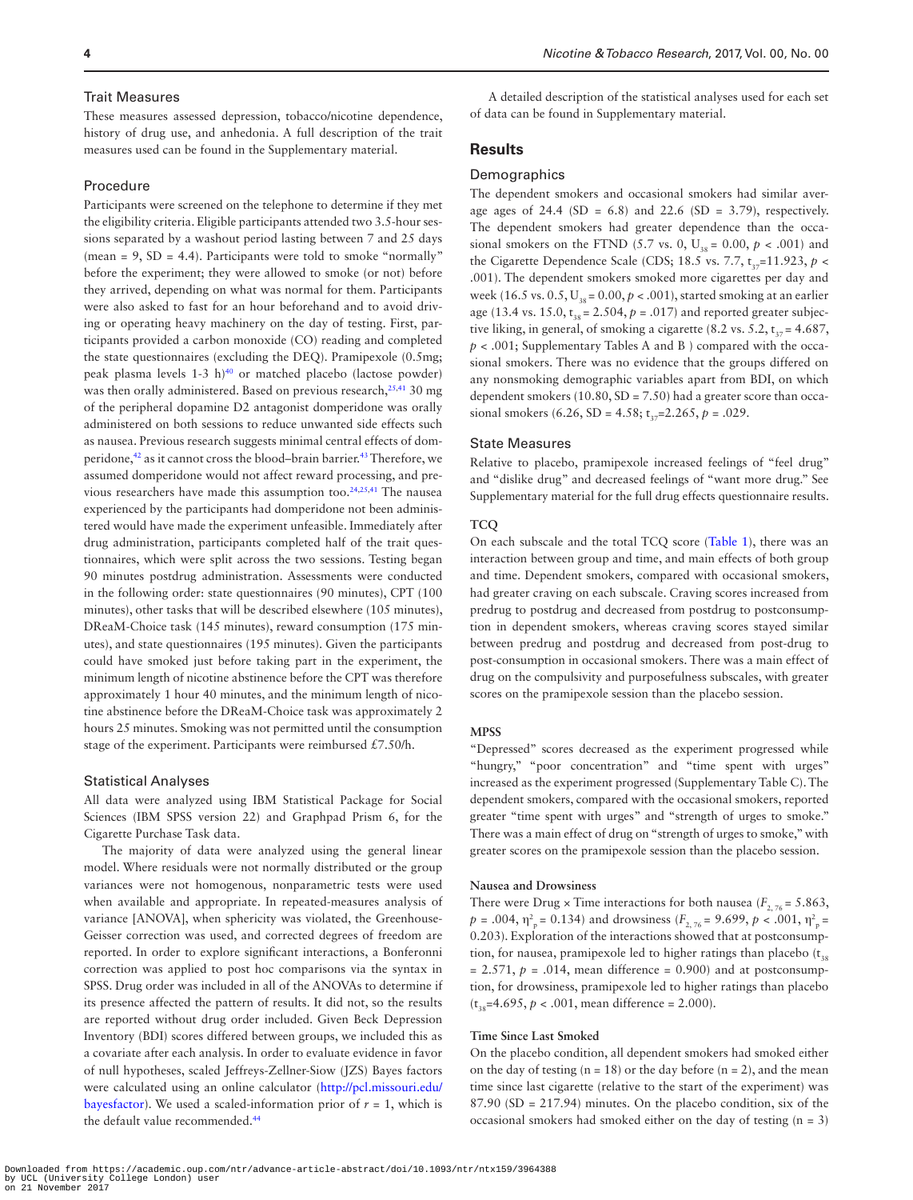### Trait Measures

These measures assessed depression, tobacco/nicotine dependence, history of drug use, and anhedonia. A full description of the trait measures used can be found in the Supplementary material.

### Procedure

Participants were screened on the telephone to determine if they met the eligibility criteria. Eligible participants attended two 3.5-hour sessions separated by a washout period lasting between 7 and 25 days (mean = 9, SD = 4.4). Participants were told to smoke "normally" before the experiment; they were allowed to smoke (or not) before they arrived, depending on what was normal for them. Participants were also asked to fast for an hour beforehand and to avoid driving or operating heavy machinery on the day of testing. First, participants provided a carbon monoxide (CO) reading and completed the state questionnaires (excluding the DEQ). Pramipexole (0.5mg; peak plasma levels 1-3 h)[40] or matched placebo (lactose powder) was then orally administered. Based on previous research,[25,41] 30 mg of the peripheral dopamine D2 antagonist domperidone was orally administered on both sessions to reduce unwanted side effects such as nausea. Previous research suggests minimal central effects of domperidone,[42] as it cannot cross the blood–brain barrier.[43] Therefore, we assumed domperidone would not affect reward processing, and previous researchers have made this assumption too.[24,25,41] The nausea experienced by the participants had domperidone not been administered would have made the experiment unfeasible. Immediately after drug administration, participants completed half of the trait questionnaires, which were split across the two sessions. Testing began 90 minutes postdrug administration. Assessments were conducted in the following order: state questionnaires (90 minutes), CPT (100 minutes), other tasks that will be described elsewhere (105 minutes), DReaM-Choice task (145 minutes), reward consumption (175 minutes), and state questionnaires (195 minutes). Given the participants could have smoked just before taking part in the experiment, the minimum length of nicotine abstinence before the CPT was therefore approximately 1 hour 40 minutes, and the minimum length of nicotine abstinence before the DReaM-Choice task was approximately 2 hours 25 minutes. Smoking was not permitted until the consumption stage of the experiment. Participants were reimbursed £7.50/h.

### Statistical Analyses

All data were analyzed using IBM Statistical Package for Social Sciences (IBM SPSS version 22) and Graphpad Prism 6, for the Cigarette Purchase Task data.

The majority of data were analyzed using the general linear model. Where residuals were not normally distributed or the group variances were not homogenous, nonparametric tests were used when available and appropriate. In repeated-measures analysis of variance [ANOVA], when sphericity was violated, the Greenhouse-Geisser correction was used, and corrected degrees of freedom are reported. In order to explore significant interactions, a Bonferroni correction was applied to post hoc comparisons via the syntax in SPSS. Drug order was included in all of the ANOVAs to determine if its presence affected the pattern of results. It did not, so the results are reported without drug order included. Given Beck Depression Inventory (BDI) scores differed between groups, we included this as a covariate after each analysis. In order to evaluate evidence in favor of null hypotheses, scaled Jeffreys-Zellner-Siow (JZS) Bayes factors were calculated using an online calculator (http://pcl.missouri.edu/bayesfactor). We used a scaled-information prior of $r = 1$, which is the default value recommended.[44]

A detailed description of the statistical analyses used for each set of data can be found in Supplementary material.

## Results

### Demographics

The dependent smokers and occasional smokers had similar average ages of 24.4 (SD = 6.8) and 22.6 (SD = 3.79), respectively. The dependent smokers had greater dependence than the occasional smokers on the FTND (5.7 vs. 0, $U_{38} = 0.00$, $p < .001$) and the Cigarette Dependence Scale (CDS; 18.5 vs. 7.7, $t_{37} = 11.923$, $p < .001$). The dependent smokers smoked more cigarettes per day and week (16.5 vs. 0.5, $U_{38} = 0.00$, $p < .001$), started smoking at an earlier age (13.4 vs. 15.0, $t_{38} = 2.504$, $p = .017$) and reported greater subjective liking, in general, of smoking a cigarette (8.2 vs. 5.2, $t_{37} = 4.687$, $p < .001$; Supplementary Tables A and B ) compared with the occasional smokers. There was no evidence that the groups differed on any nonsmoking demographic variables apart from BDI, on which dependent smokers (10.80, SD = 7.50) had a greater score than occasional smokers (6.26, SD = 4.58; $t_{37} = 2.265$, $p = .029$.

### State Measures

Relative to placebo, pramipexole increased feelings of "feel drug" and "dislike drug" and decreased feelings of "want more drug." See Supplementary material for the full drug effects questionnaire results.

#### TCQ

On each subscale and the total TCQ score (Table 1), there was an interaction between group and time, and main effects of both group and time. Dependent smokers, compared with occasional smokers, had greater craving on each subscale. Craving scores increased from predrug to postdrug and decreased from postdrug to postconsumption in dependent smokers, whereas craving scores stayed similar between predrug and postdrug and decreased from post-drug to post-consumption in occasional smokers. There was a main effect of drug on the compulsivity and purposefulness subscales, with greater scores on the pramipexole session than the placebo session.

#### MPSS

"Depressed" scores decreased as the experiment progressed while "hungry," "poor concentration" and "time spent with urges" increased as the experiment progressed (Supplementary Table C). The dependent smokers, compared with the occasional smokers, reported greater "time spent with urges" and "strength of urges to smoke." There was a main effect of drug on "strength of urges to smoke," with greater scores on the pramipexole session than the placebo session.

#### Nausea and Drowsiness

There were Drug × Time interactions for both nausea ($F_{2,76} = 5.863$, $p = .004$, $\eta^2_p = 0.134$) and drowsiness ($F_{2,76} = 9.699$, $p < .001$, $\eta^2_p = 0.203$). Exploration of the interactions showed that at postconsumption, for nausea, pramipexole led to higher ratings than placebo ($t_{38} = 2.571$, $p = .014$, mean difference = 0.900) and at postconsumption, for drowsiness, pramipexole led to higher ratings than placebo ($t_{38} = 4.695$, $p < .001$, mean difference = 2.000).

#### Time Since Last Smoked

On the placebo condition, all dependent smokers had smoked either on the day of testing (n = 18) or the day before (n = 2), and the mean time since last cigarette (relative to the start of the experiment) was 87.90 (SD = 217.94) minutes. On the placebo condition, six of the occasional smokers had smoked either on the day of testing (n = 3)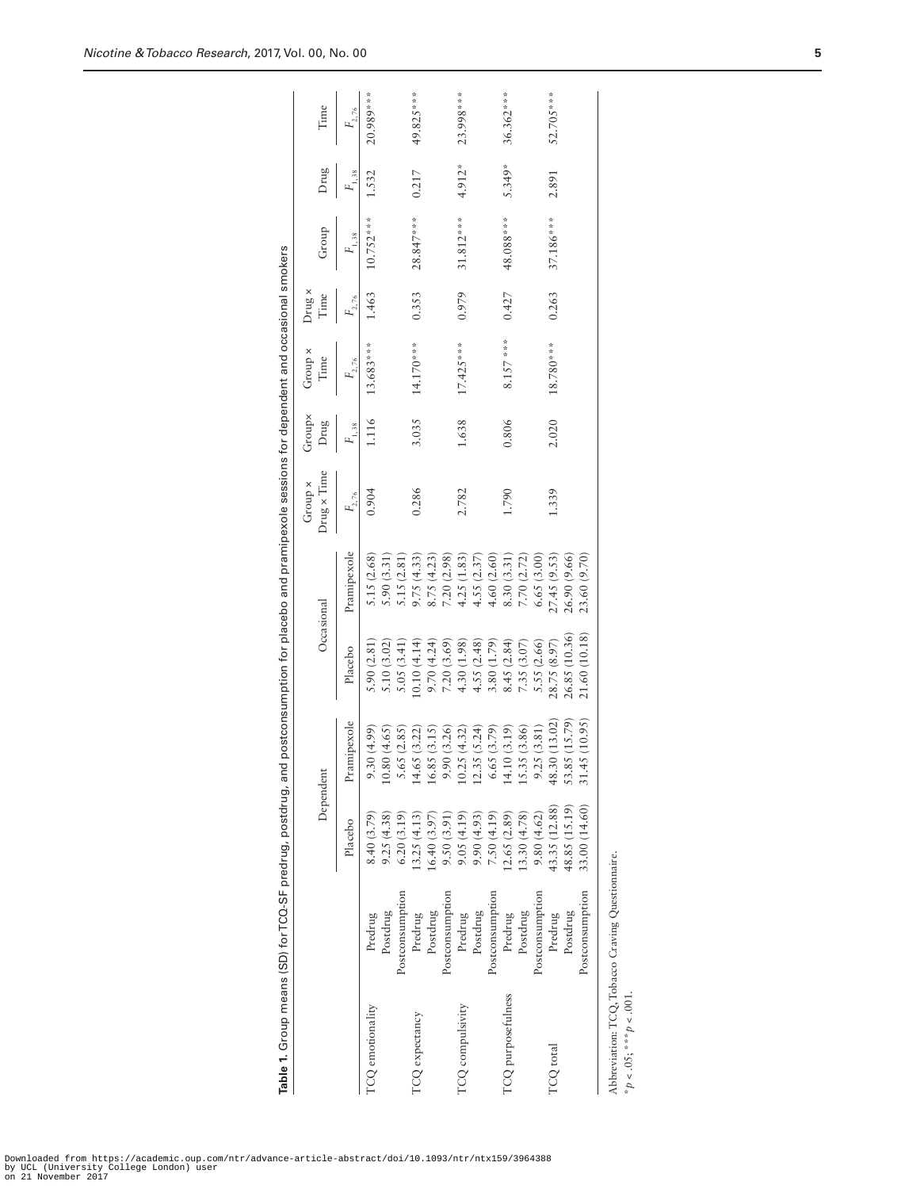**Table 1.** Group means (SD) for TCQ-SF predrug, postdrug, and postconsumption for placebo and pramipexole sessions for dependent and occasional smokers

| | | Dependent | | Occasional | | Group × Drug × Time | Group× Drug | Group × Time | Drug × Time | Group | Drug | Time |
|---|---|---|---|---|---|---|---|---|---|---|---|---|
| | | Placebo | Pramipexole | Placebo | Pramipexole | $F_{2,76}$ | $F_{1,38}$ | $F_{2,76}$ | $F_{2,76}$ | $F_{1,38}$ | $F_{1,38}$ | $F_{2,76}$ |
| TCQ emotionality | Predrug | 8.40 (3.79) | 9.30 (4.99) | 5.90 (2.81) | 5.15 (2.68) | 0.904 | 1.116 | 13.683*** | 1.463 | 10.752*** | 1.532 | 20.989*** |
| | Postdrug | 9.25 (4.38) | 10.80 (4.65) | 5.10 (3.02) | 5.90 (3.31) | | | | | | | |
| | Postconsumption | 6.20 (3.19) | 5.65 (2.85) | 5.05 (3.41) | 5.15 (2.81) | | | | | | | |
| TCQ expectancy | Predrug | 13.25 (4.13) | 14.65 (3.22) | 10.10 (4.14) | 9.75 (4.33) | 0.286 | 3.035 | 14.170*** | 0.353 | 28.847*** | 0.217 | 49.825*** |
| | Postdrug | 16.40 (3.97) | 16.85 (3.15) | 9.70 (4.24) | 8.75 (4.23) | | | | | | | |
| | Postconsumption | 9.50 (3.91) | 9.90 (3.26) | 7.20 (3.69) | 7.20 (2.98) | | | | | | | |
| TCQ compulsivity | Predrug | 9.05 (4.19) | 10.25 (4.32) | 4.30 (1.98) | 4.25 (1.83) | 2.782 | 1.638 | 17.425*** | 0.979 | 31.812*** | 4.912* | 23.998*** |
| | Postdrug | 9.90 (4.93) | 12.35 (5.24) | 4.55 (2.48) | 4.55 (2.37) | | | | | | | |
| | Postconsumption | 7.50 (4.19) | 6.65 (3.79) | 3.80 (1.79) | 4.60 (2.60) | | | | | | | |
| TCQ purposefulness | Predrug | 12.65 (2.89) | 14.10 (3.19) | 8.45 (2.84) | 8.30 (3.31) | 1.790 | 0.806 | 8.157 *** | 0.427 | 48.088*** | 5.349* | 36.362*** |
| | Postdrug | 13.30 (4.78) | 15.35 (3.86) | 7.35 (3.07) | 7.70 (2.72) | | | | | | | |
| | Postconsumption | 9.80 (4.62) | 9.25 (3.81) | 5.55 (2.66) | 6.65 (3.00) | | | | | | | |
| TCQ total | Predrug | 43.35 (12.88) | 48.30 (13.02) | 28.75 (8.97) | 27.45 (9.53) | 1.339 | 2.020 | 18.780*** | 0.263 | 37.186*** | 2.891 | 52.705*** |
| | Postdrug | 48.85 (15.19) | 53.85 (15.79) | 26.85 (10.36) | 26.90 (9.66) | | | | | | | |
| | Postconsumption | 33.00 (14.60) | 31.45 (10.95) | 21.60 (10.18) | 23.60 (9.70) | | | | | | | |

Abbreviation: TCQ, Tobacco Craving Questionnaire.
*$p < .05$; ***$p < .001$.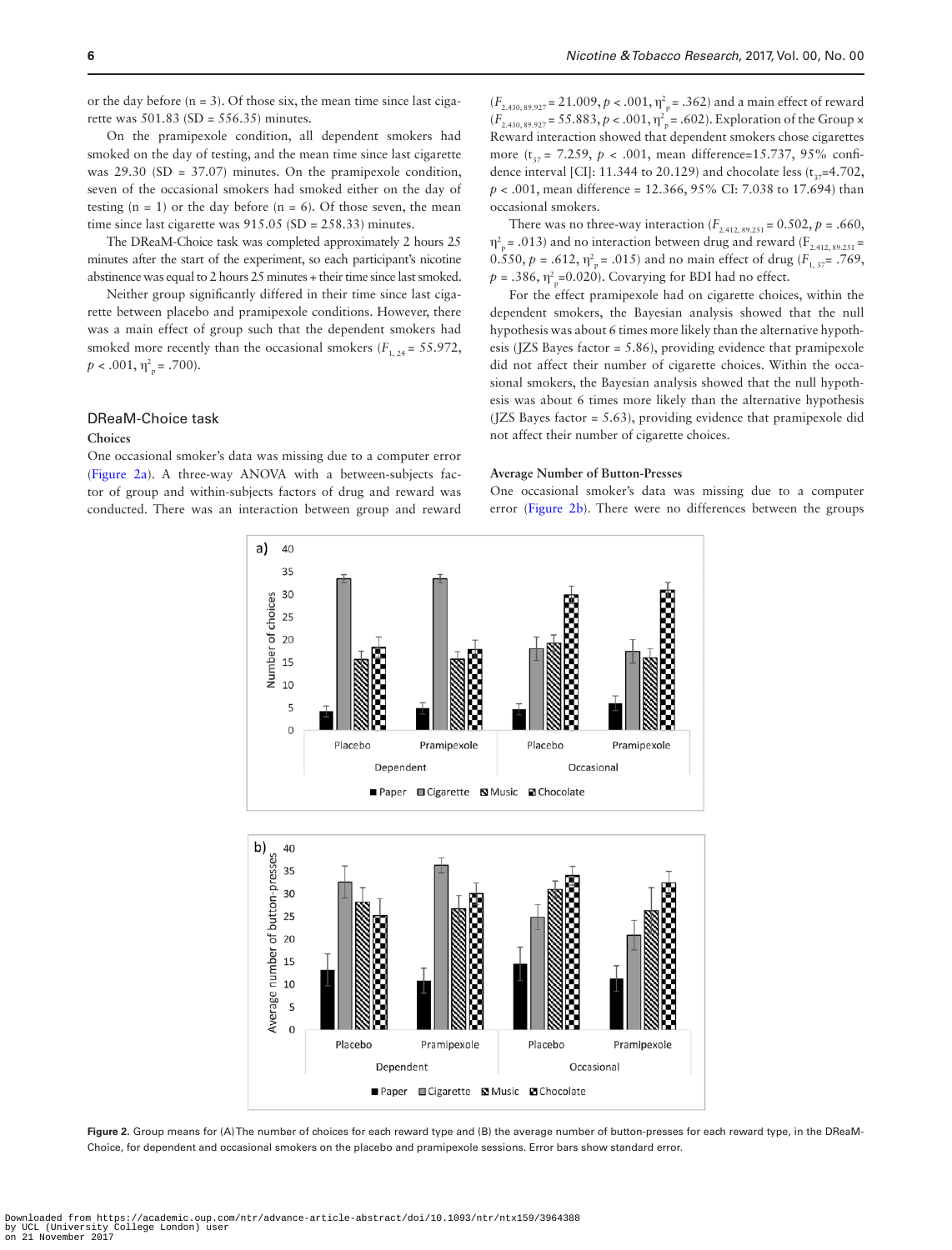or the day before (n = 3). Of those six, the mean time since last cigarette was 501.83 (SD = 556.35) minutes.

On the pramipexole condition, all dependent smokers had smoked on the day of testing, and the mean time since last cigarette was 29.30 (SD = 37.07) minutes. On the pramipexole condition, seven of the occasional smokers had smoked either on the day of testing (n = 1) or the day before (n = 6). Of those seven, the mean time since last cigarette was 915.05 (SD = 258.33) minutes.

The DReaM-Choice task was completed approximately 2 hours 25 minutes after the start of the experiment, so each participant's nicotine abstinence was equal to 2 hours 25 minutes + their time since last smoked.

Neither group significantly differed in their time since last cigarette between placebo and pramipexole conditions. However, there was a main effect of group such that the dependent smokers had smoked more recently than the occasional smokers ($F_{1, 24} = 55.972$, $p < .001$, $\eta^2_p = .700$).

## DReaM-Choice task

### Choices

One occasional smoker's data was missing due to a computer error (Figure 2a). A three-way ANOVA with a between-subjects factor of group and within-subjects factors of drug and reward was conducted. There was an interaction between group and reward ($F_{2.430, 89.927} = 21.009$, $p < .001$, $\eta^2_p = .362$) and a main effect of reward ($F_{2.430, 89.927} = 55.883$, $p < .001$, $\eta^2_p = .602$). Exploration of the Group × Reward interaction showed that dependent smokers chose cigarettes more ($t_{37} = 7.259$, $p < .001$, mean difference=15.737, 95% confidence interval [CI]: 11.344 to 20.129) and chocolate less ($t_{37}=4.702$, $p < .001$, mean difference = 12.366, 95% CI: 7.038 to 17.694) than occasional smokers.

There was no three-way interaction ($F_{2.412, 89.251} = 0.502$, $p = .660$, $\eta^2_p = .013$) and no interaction between drug and reward ($F_{2.412, 89.251} = 0.550$, $p = .612$, $\eta^2_p = .015$) and no main effect of drug ($F_{1, 37} = .769$, $p = .386$, $\eta^2_p = 0.020$). Covarying for BDI had no effect.

For the effect pramipexole had on cigarette choices, within the dependent smokers, the Bayesian analysis showed that the null hypothesis was about 6 times more likely than the alternative hypothesis (JZS Bayes factor = 5.86), providing evidence that pramipexole did not affect their number of cigarette choices. Within the occasional smokers, the Bayesian analysis showed that the null hypothesis was about 6 times more likely than the alternative hypothesis (JZS Bayes factor = 5.63), providing evidence that pramipexole did not affect their number of cigarette choices.

### Average Number of Button-Presses

One occasional smoker's data was missing due to a computer error (Figure 2b). There were no differences between the groups

**Figure 2.** Group means for (A) The number of choices for each reward type and (B) the average number of button-presses for each reward type, in the DReaM-Choice, for dependent and occasional smokers on the placebo and pramipexole sessions. Error bars show standard error.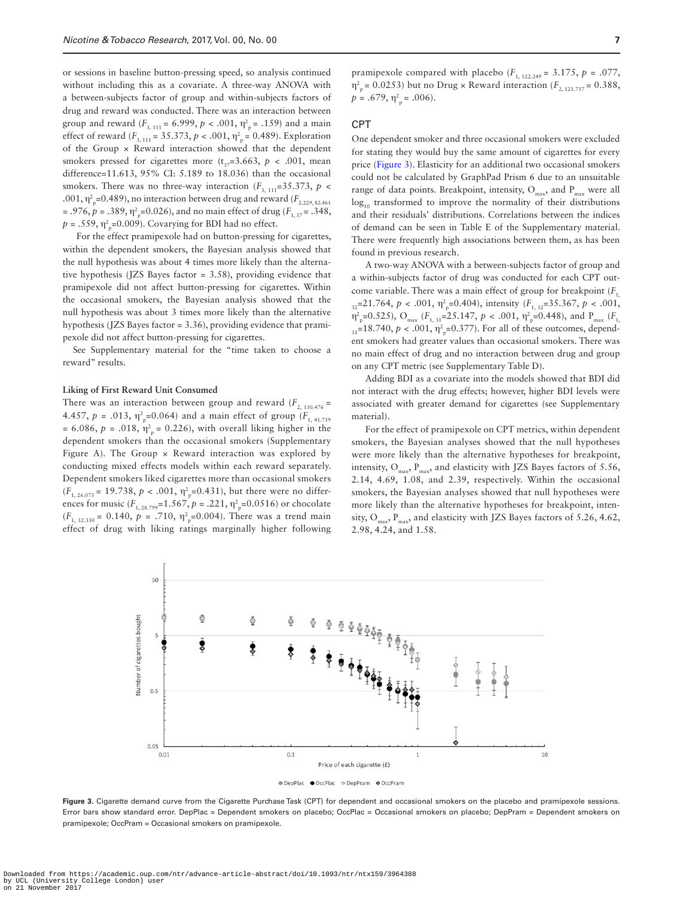or sessions in baseline button-pressing speed, so analysis continued without including this as a covariate. A three-way ANOVA with a between-subjects factor of group and within-subjects factors of drug and reward was conducted. There was an interaction between group and reward ($F_{3, 111} = 6.999$, $p < .001$, $\eta^2_p = .159$) and a main effect of reward ($F_{3, 111} = 35.373$, $p < .001$, $\eta^2_p = 0.489$). Exploration of the Group × Reward interaction showed that the dependent smokers pressed for cigarettes more ($t_{37}=3.663$, $p < .001$, mean difference=11.613, 95% CI: 5.189 to 18.036) than the occasional smokers. There was no three-way interaction ($F_{3, 111}=35.373$, $p < .001$, $\eta^2_p=0.489$), no interaction between drug and reward ($F_{2.229, 82.461} = .976$, $p = .389$, $\eta^2_p=0.026$), and no main effect of drug ($F_{1, 37} = .348$, $p = .559$, $\eta^2_p=0.009$). Covarying for BDI had no effect.

For the effect pramipexole had on button-pressing for cigarettes, within the dependent smokers, the Bayesian analysis showed that the null hypothesis was about 4 times more likely than the alternative hypothesis (JZS Bayes factor = 3.58), providing evidence that pramipexole did not affect button-pressing for cigarettes. Within the occasional smokers, the Bayesian analysis showed that the null hypothesis was about 3 times more likely than the alternative hypothesis (JZS Bayes factor = 3.36), providing evidence that pramipexole did not affect button-pressing for cigarettes.

See Supplementary material for the "time taken to choose a reward" results.

### Liking of First Reward Unit Consumed

There was an interaction between group and reward ($F_{2, 130.476} = 4.457$, $p = .013$, $\eta^2_p=0.064$) and a main effect of group ($F_{1, 41.759} = 6.086$, $p = .018$, $\eta^2_p = 0.226$), with overall liking higher in the dependent smokers than the occasional smokers (Supplementary Figure A). The Group × Reward interaction was explored by conducting mixed effects models within each reward separately. Dependent smokers liked cigarettes more than occasional smokers ($F_{1, 26.073} = 19.738$, $p < .001$, $\eta^2_p=0.431$), but there were no differences for music ($F_{1, 28.799}=1.567$, $p = .221$, $\eta^2_p=0.0516$) or chocolate ($F_{1, 32.330} = 0.140$, $p = .710$, $\eta^2_p=0.004$). There was a trend main effect of drug with liking ratings marginally higher following pramipexole compared with placebo ($F_{1, 122.249} = 3.175$, $p = .077$, $\eta^2_p = 0.0253$) but no Drug × Reward interaction ($F_{2, 121.737} = 0.388$, $p = .679$, $\eta^2_p = .006$).

## CPT

One dependent smoker and three occasional smokers were excluded for stating they would buy the same amount of cigarettes for every price (Figure 3). Elasticity for an additional two occasional smokers could not be calculated by GraphPad Prism 6 due to an unsuitable range of data points. Breakpoint, intensity, $O_{max}$, and $P_{max}$ were all $\log_{10}$ transformed to improve the normality of their distributions and their residuals' distributions. Correlations between the indices of demand can be seen in Table E of the Supplementary material. There were frequently high associations between them, as has been found in previous research.

A two-way ANOVA with a between-subjects factor of group and a within-subjects factor of drug was conducted for each CPT outcome variable. There was a main effect of group for breakpoint ($F_{1, 32}=21.764$, $p < .001$, $\eta^2_p=0.404$), intensity ($F_{1, 32}=35.367$, $p < .001$, $\eta^2_p=0.525$), $O_{max}$ ($F_{1, 31}=25.147$, $p < .001$, $\eta^2_p=0.448$), and $P_{max}$ ($F_{1, 31}=18.740$, $p < .001$, $\eta^2_p=0.377$). For all of these outcomes, dependent smokers had greater values than occasional smokers. There was no main effect of drug and no interaction between drug and group on any CPT metric (see Supplementary Table D).

Adding BDI as a covariate into the models showed that BDI did not interact with the drug effects; however, higher BDI levels were associated with greater demand for cigarettes (see Supplementary material).

For the effect of pramipexole on CPT metrics, within dependent smokers, the Bayesian analyses showed that the null hypotheses were more likely than the alternative hypotheses for breakpoint, intensity, $O_{max}$, $P_{max}$, and elasticity with JZS Bayes factors of 5.56, 2.14, 4.69, 1.08, and 2.39, respectively. Within the occasional smokers, the Bayesian analyses showed that null hypotheses were more likely than the alternative hypotheses for breakpoint, intensity, $O_{max}$, $P_{max}$, and elasticity with JZS Bayes factors of 5.26, 4.62, 2.98, 4.24, and 1.58.

**Figure 3.** Cigarette demand curve from the Cigarette Purchase Task (CPT) for dependent and occasional smokers on the placebo and pramipexole sessions. Error bars show standard error. DepPlac = Dependent smokers on placebo; OccPlac = Occasional smokers on placebo; DepPram = Dependent smokers on pramipexole; OccPram = Occasional smokers on pramipexole.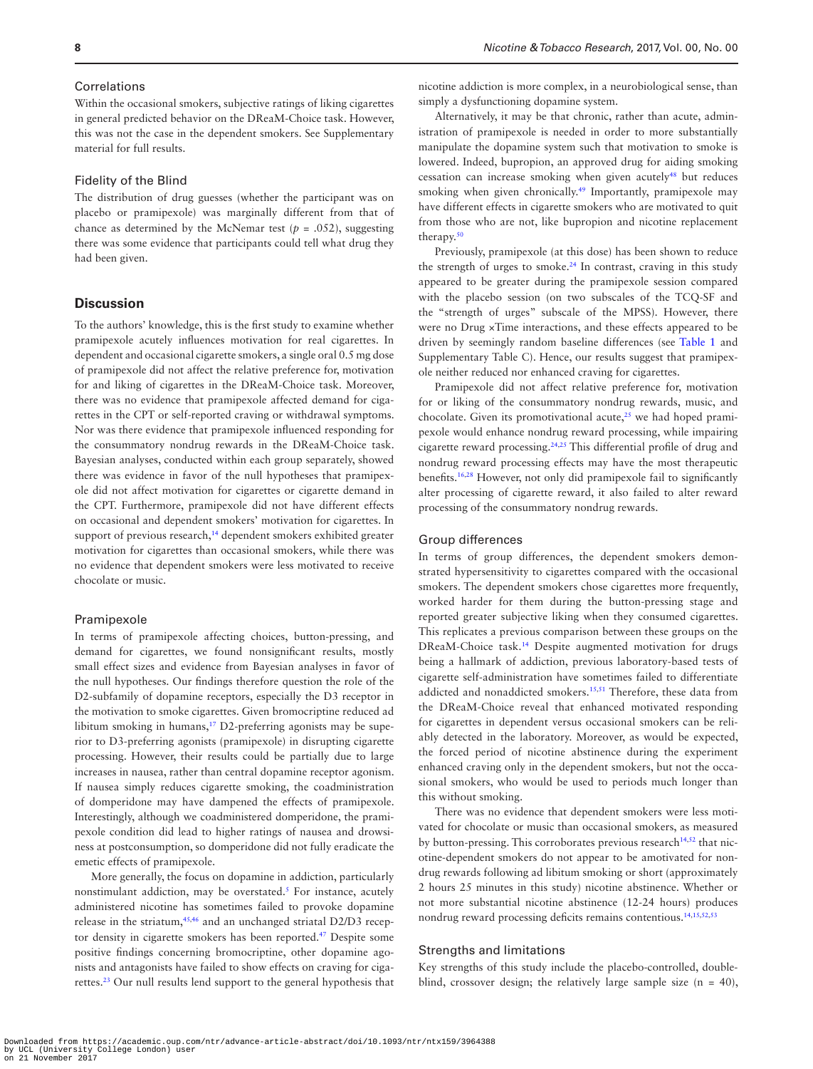### Correlations

Within the occasional smokers, subjective ratings of liking cigarettes in general predicted behavior on the DReaM-Choice task. However, this was not the case in the dependent smokers. See Supplementary material for full results.

### Fidelity of the Blind

The distribution of drug guesses (whether the participant was on placebo or pramipexole) was marginally different from that of chance as determined by the McNemar test ($p = .052$), suggesting there was some evidence that participants could tell what drug they had been given.

## Discussion

To the authors' knowledge, this is the first study to examine whether pramipexole acutely influences motivation for real cigarettes. In dependent and occasional cigarette smokers, a single oral 0.5 mg dose of pramipexole did not affect the relative preference for, motivation for and liking of cigarettes in the DReaM-Choice task. Moreover, there was no evidence that pramipexole affected demand for cigarettes in the CPT or self-reported craving or withdrawal symptoms. Nor was there evidence that pramipexole influenced responding for the consummatory nondrug rewards in the DReaM-Choice task. Bayesian analyses, conducted within each group separately, showed there was evidence in favor of the null hypotheses that pramipexole did not affect motivation for cigarettes or cigarette demand in the CPT. Furthermore, pramipexole did not have different effects on occasional and dependent smokers' motivation for cigarettes. In support of previous research,[14] dependent smokers exhibited greater motivation for cigarettes than occasional smokers, while there was no evidence that dependent smokers were less motivated to receive chocolate or music.

### Pramipexole

In terms of pramipexole affecting choices, button-pressing, and demand for cigarettes, we found nonsignificant results, mostly small effect sizes and evidence from Bayesian analyses in favor of the null hypotheses. Our findings therefore question the role of the D2-subfamily of dopamine receptors, especially the D3 receptor in the motivation to smoke cigarettes. Given bromocriptine reduced ad libitum smoking in humans,[17] D2-preferring agonists may be superior to D3-preferring agonists (pramipexole) in disrupting cigarette processing. However, their results could be partially due to large increases in nausea, rather than central dopamine receptor agonism. If nausea simply reduces cigarette smoking, the coadministration of domperidone may have dampened the effects of pramipexole. Interestingly, although we coadministered domperidone, the pramipexole condition did lead to higher ratings of nausea and drowsiness at postconsumption, so domperidone did not fully eradicate the emetic effects of pramipexole.

More generally, the focus on dopamine in addiction, particularly nonstimulant addiction, may be overstated.[5] For instance, acutely administered nicotine has sometimes failed to provoke dopamine release in the striatum,[45,46] and an unchanged striatal D2/D3 receptor density in cigarette smokers has been reported.[47] Despite some positive findings concerning bromocriptine, other dopamine agonists and antagonists have failed to show effects on craving for cigarettes.[23] Our null results lend support to the general hypothesis that nicotine addiction is more complex, in a neurobiological sense, than simply a dysfunctioning dopamine system.

Alternatively, it may be that chronic, rather than acute, administration of pramipexole is needed in order to more substantially manipulate the dopamine system such that motivation to smoke is lowered. Indeed, bupropion, an approved drug for aiding smoking cessation can increase smoking when given acutely[48] but reduces smoking when given chronically.[49] Importantly, pramipexole may have different effects in cigarette smokers who are motivated to quit from those who are not, like bupropion and nicotine replacement therapy.[50]

Previously, pramipexole (at this dose) has been shown to reduce the strength of urges to smoke.[24] In contrast, craving in this study appeared to be greater during the pramipexole session compared with the placebo session (on two subscales of the TCQ-SF and the "strength of urges" subscale of the MPSS). However, there were no Drug ×Time interactions, and these effects appeared to be driven by seemingly random baseline differences (see Table 1 and Supplementary Table C). Hence, our results suggest that pramipexole neither reduced nor enhanced craving for cigarettes.

Pramipexole did not affect relative preference for, motivation for or liking of the consummatory nondrug rewards, music, and chocolate. Given its promotivational acute,[25] we had hoped pramipexole would enhance nondrug reward processing, while impairing cigarette reward processing.[24,25] This differential profile of drug and nondrug reward processing effects may have the most therapeutic benefits.[16,28] However, not only did pramipexole fail to significantly alter processing of cigarette reward, it also failed to alter reward processing of the consummatory nondrug rewards.

### Group differences

In terms of group differences, the dependent smokers demonstrated hypersensitivity to cigarettes compared with the occasional smokers. The dependent smokers chose cigarettes more frequently, worked harder for them during the button-pressing stage and reported greater subjective liking when they consumed cigarettes. This replicates a previous comparison between these groups on the DReaM-Choice task.[14] Despite augmented motivation for drugs being a hallmark of addiction, previous laboratory-based tests of cigarette self-administration have sometimes failed to differentiate addicted and nonaddicted smokers.[15,51] Therefore, these data from the DReaM-Choice reveal that enhanced motivated responding for cigarettes in dependent versus occasional smokers can be reliably detected in the laboratory. Moreover, as would be expected, the forced period of nicotine abstinence during the experiment enhanced craving only in the dependent smokers, but not the occasional smokers, who would be used to periods much longer than this without smoking.

There was no evidence that dependent smokers were less motivated for chocolate or music than occasional smokers, as measured by button-pressing. This corroborates previous research[14,52] that nicotine-dependent smokers do not appear to be amotivated for nondrug rewards following ad libitum smoking or short (approximately 2 hours 25 minutes in this study) nicotine abstinence. Whether or not more substantial nicotine abstinence (12-24 hours) produces nondrug reward processing deficits remains contentious.[14,15,52,53]

### Strengths and limitations

Key strengths of this study include the placebo-controlled, double-blind, crossover design; the relatively large sample size (n = 40),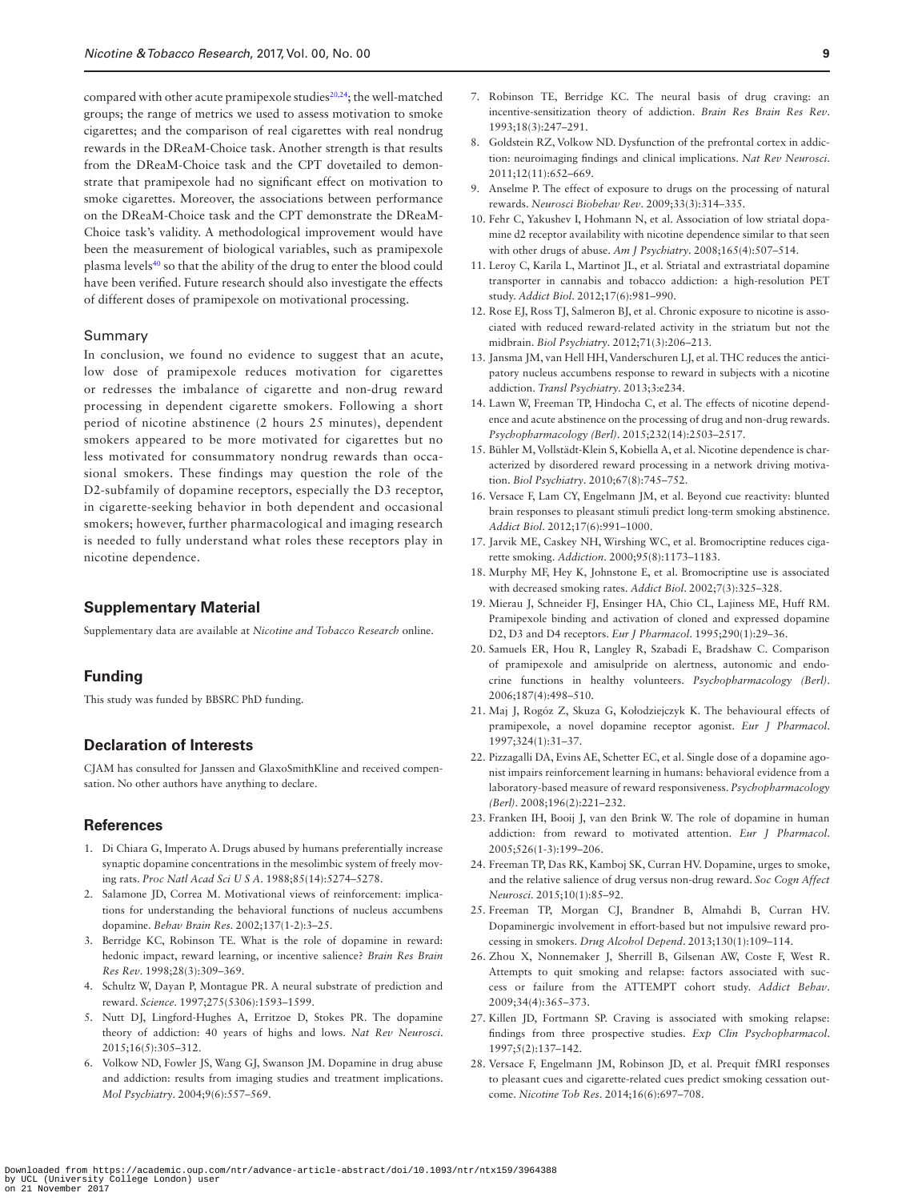compared with other acute pramipexole studies[20,24]; the well-matched groups; the range of metrics we used to assess motivation to smoke cigarettes; and the comparison of real cigarettes with real nondrug rewards in the DReaM-Choice task. Another strength is that results from the DReaM-Choice task and the CPT dovetailed to demonstrate that pramipexole had no significant effect on motivation to smoke cigarettes. Moreover, the associations between performance on the DReaM-Choice task and the CPT demonstrate the DReaM-Choice task's validity. A methodological improvement would have been the measurement of biological variables, such as pramipexole plasma levels[40] so that the ability of the drug to enter the blood could have been verified. Future research should also investigate the effects of different doses of pramipexole on motivational processing.

### Summary

In conclusion, we found no evidence to suggest that an acute, low dose of pramipexole reduces motivation for cigarettes or redresses the imbalance of cigarette and non-drug reward processing in dependent cigarette smokers. Following a short period of nicotine abstinence (2 hours 25 minutes), dependent smokers appeared to be more motivated for cigarettes but no less motivated for consummatory nondrug rewards than occasional smokers. These findings may question the role of the D2-subfamily of dopamine receptors, especially the D3 receptor, in cigarette-seeking behavior in both dependent and occasional smokers; however, further pharmacological and imaging research is needed to fully understand what roles these receptors play in nicotine dependence.

## Supplementary Material

Supplementary data are available at *Nicotine and Tobacco Research* online.

## Funding

This study was funded by BBSRC PhD funding.

## Declaration of Interests

CJAM has consulted for Janssen and GlaxoSmithKline and received compensation. No other authors have anything to declare.

## References

1. Di Chiara G, Imperato A. Drugs abused by humans preferentially increase synaptic dopamine concentrations in the mesolimbic system of freely moving rats. *Proc Natl Acad Sci U S A*. 1988;85(14):5274–5278.
2. Salamone JD, Correa M. Motivational views of reinforcement: implications for understanding the behavioral functions of nucleus accumbens dopamine. *Behav Brain Res*. 2002;137(1-2):3–25.
3. Berridge KC, Robinson TE. What is the role of dopamine in reward: hedonic impact, reward learning, or incentive salience? *Brain Res Brain Res Rev*. 1998;28(3):309–369.
4. Schultz W, Dayan P, Montague PR. A neural substrate of prediction and reward. *Science*. 1997;275(5306):1593–1599.
5. Nutt DJ, Lingford-Hughes A, Erritzoe D, Stokes PR. The dopamine theory of addiction: 40 years of highs and lows. *Nat Rev Neurosci*. 2015;16(5):305–312.
6. Volkow ND, Fowler JS, Wang GJ, Swanson JM. Dopamine in drug abuse and addiction: results from imaging studies and treatment implications. *Mol Psychiatry*. 2004;9(6):557–569.
7. Robinson TE, Berridge KC. The neural basis of drug craving: an incentive-sensitization theory of addiction. *Brain Res Brain Res Rev*. 1993;18(3):247–291.
8. Goldstein RZ, Volkow ND. Dysfunction of the prefrontal cortex in addiction: neuroimaging findings and clinical implications. *Nat Rev Neurosci*. 2011;12(11):652–669.
9. Anselme P. The effect of exposure to drugs on the processing of natural rewards. *Neurosci Biobehav Rev*. 2009;33(3):314–335.
10. Fehr C, Yakushev I, Hohmann N, et al. Association of low striatal dopamine d2 receptor availability with nicotine dependence similar to that seen with other drugs of abuse. *Am J Psychiatry*. 2008;165(4):507–514.
11. Leroy C, Karila L, Martinot JL, et al. Striatal and extrastriatal dopamine transporter in cannabis and tobacco addiction: a high-resolution PET study. *Addict Biol*. 2012;17(6):981–990.
12. Rose EJ, Ross TJ, Salmeron BJ, et al. Chronic exposure to nicotine is associated with reduced reward-related activity in the striatum but not the midbrain. *Biol Psychiatry*. 2012;71(3):206–213.
13. Jansma JM, van Hell HH, Vanderschuren LJ, et al. THC reduces the anticipatory nucleus accumbens response to reward in subjects with a nicotine addiction. *Transl Psychiatry*. 2013;3:e234.
14. Lawn W, Freeman TP, Hindocha C, et al. The effects of nicotine dependence and acute abstinence on the processing of drug and non-drug rewards. *Psychopharmacology (Berl)*. 2015;232(14):2503–2517.
15. Bühler M, Vollstädt-Klein S, Kobiella A, et al. Nicotine dependence is characterized by disordered reward processing in a network driving motivation. *Biol Psychiatry*. 2010;67(8):745–752.
16. Versace F, Lam CY, Engelmann JM, et al. Beyond cue reactivity: blunted brain responses to pleasant stimuli predict long-term smoking abstinence. *Addict Biol*. 2012;17(6):991–1000.
17. Jarvik ME, Caskey NH, Wirshing WC, et al. Bromocriptine reduces cigarette smoking. *Addiction*. 2000;95(8):1173–1183.
18. Murphy MF, Hey K, Johnstone E, et al. Bromocriptine use is associated with decreased smoking rates. *Addict Biol*. 2002;7(3):325–328.
19. Mierau J, Schneider FJ, Ensinger HA, Chio CL, Lajiness ME, Huff RM. Pramipexole binding and activation of cloned and expressed dopamine D2, D3 and D4 receptors. *Eur J Pharmacol*. 1995;290(1):29–36.
20. Samuels ER, Hou R, Langley R, Szabadi E, Bradshaw C. Comparison of pramipexole and amisulpride on alertness, autonomic and endocrine functions in healthy volunteers. *Psychopharmacology (Berl)*. 2006;187(4):498–510.
21. Maj J, Rogóz Z, Skuza G, Kołodziejczyk K. The behavioural effects of pramipexole, a novel dopamine receptor agonist. *Eur J Pharmacol*. 1997;324(1):31–37.
22. Pizzagalli DA, Evins AE, Schetter EC, et al. Single dose of a dopamine agonist impairs reinforcement learning in humans: behavioral evidence from a laboratory-based measure of reward responsiveness. *Psychopharmacology (Berl)*. 2008;196(2):221–232.
23. Franken IH, Booij J, van den Brink W. The role of dopamine in human addiction: from reward to motivated attention. *Eur J Pharmacol*. 2005;526(1-3):199–206.
24. Freeman TP, Das RK, Kamboj SK, Curran HV. Dopamine, urges to smoke, and the relative salience of drug versus non-drug reward. *Soc Cogn Affect Neurosci*. 2015;10(1):85–92.
25. Freeman TP, Morgan CJ, Brandner B, Almahdi B, Curran HV. Dopaminergic involvement in effort-based but not impulsive reward processing in smokers. *Drug Alcohol Depend*. 2013;130(1):109–114.
26. Zhou X, Nonnemaker J, Sherrill B, Gilsenan AW, Coste F, West R. Attempts to quit smoking and relapse: factors associated with success or failure from the ATTEMPT cohort study. *Addict Behav*. 2009;34(4):365–373.
27. Killen JD, Fortmann SP. Craving is associated with smoking relapse: findings from three prospective studies. *Exp Clin Psychopharmacol*. 1997;5(2):137–142.
28. Versace F, Engelmann JM, Robinson JD, et al. Prequit fMRI responses to pleasant cues and cigarette-related cues predict smoking cessation outcome. *Nicotine Tob Res*. 2014;16(6):697–708.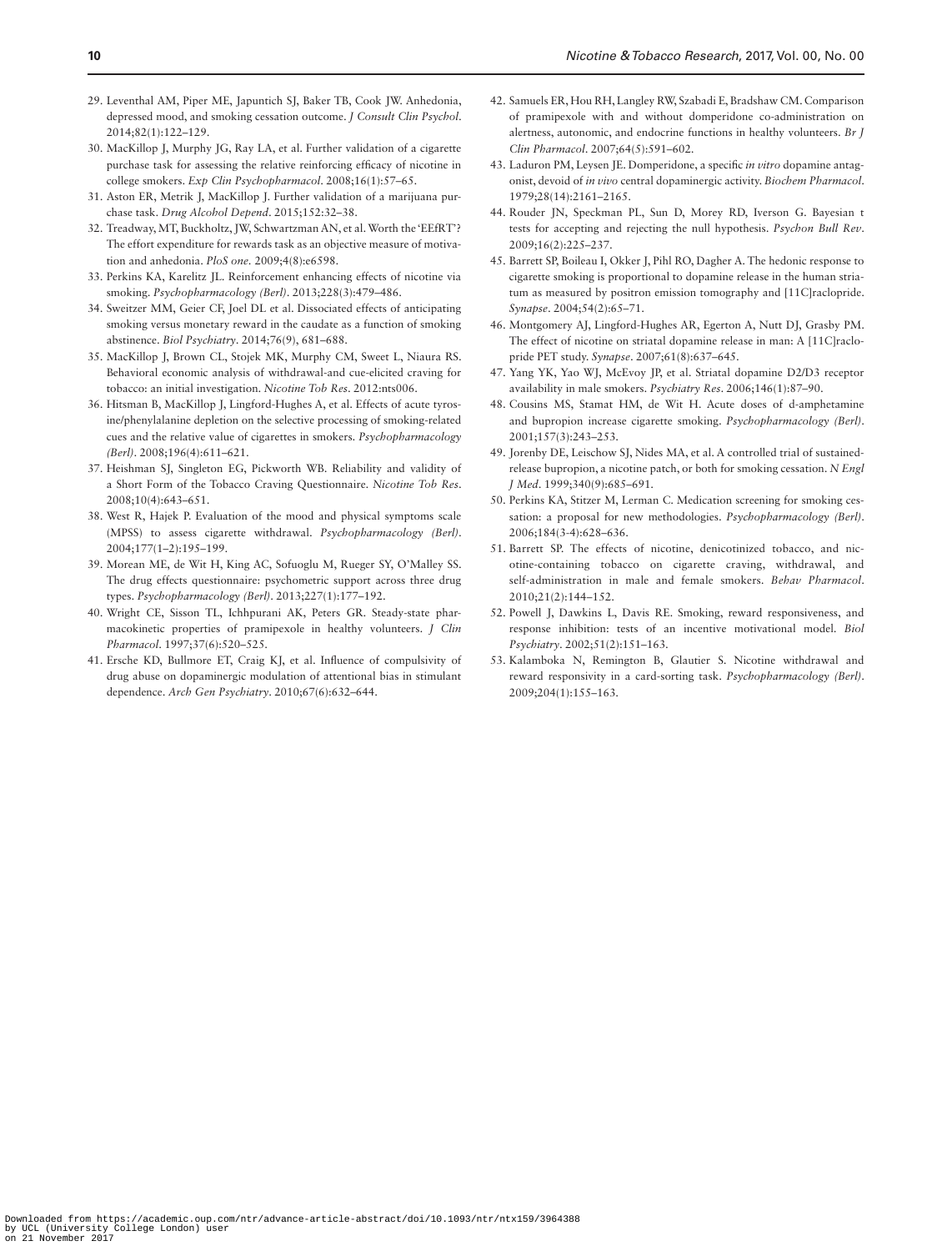29. Leventhal AM, Piper ME, Japuntich SJ, Baker TB, Cook JW. Anhedonia, depressed mood, and smoking cessation outcome. *J Consult Clin Psychol*. 2014;82(1):122–129.
30. MacKillop J, Murphy JG, Ray LA, et al. Further validation of a cigarette purchase task for assessing the relative reinforcing efficacy of nicotine in college smokers. *Exp Clin Psychopharmacol*. 2008;16(1):57–65.
31. Aston ER, Metrik J, MacKillop J. Further validation of a marijuana purchase task. *Drug Alcohol Depend*. 2015;152:32–38.
32. Treadway, MT, Buckholtz, JW, Schwartzman AN, et al. Worth the 'EEfRT'? The effort expenditure for rewards task as an objective measure of motivation and anhedonia. *PloS one*. 2009;4(8):e6598.
33. Perkins KA, Karelitz JL. Reinforcement enhancing effects of nicotine via smoking. *Psychopharmacology (Berl)*. 2013;228(3):479–486.
34. Sweitzer MM, Geier CF, Joel DL et al. Dissociated effects of anticipating smoking versus monetary reward in the caudate as a function of smoking abstinence. *Biol Psychiatry*. 2014;76(9), 681–688.
35. MacKillop J, Brown CL, Stojek MK, Murphy CM, Sweet L, Niaura RS. Behavioral economic analysis of withdrawal-and cue-elicited craving for tobacco: an initial investigation. *Nicotine Tob Res*. 2012:nts006.
36. Hitsman B, MacKillop J, Lingford-Hughes A, et al. Effects of acute tyrosine/phenylalanine depletion on the selective processing of smoking-related cues and the relative value of cigarettes in smokers. *Psychopharmacology (Berl)*. 2008;196(4):611–621.
37. Heishman SJ, Singleton EG, Pickworth WB. Reliability and validity of a Short Form of the Tobacco Craving Questionnaire. *Nicotine Tob Res*. 2008;10(4):643–651.
38. West R, Hajek P. Evaluation of the mood and physical symptoms scale (MPSS) to assess cigarette withdrawal. *Psychopharmacology (Berl)*. 2004;177(1–2):195–199.
39. Morean ME, de Wit H, King AC, Sofuoglu M, Rueger SY, O'Malley SS. The drug effects questionnaire: psychometric support across three drug types. *Psychopharmacology (Berl)*. 2013;227(1):177–192.
40. Wright CE, Sisson TL, Ichhpurani AK, Peters GR. Steady-state pharmacokinetic properties of pramipexole in healthy volunteers. *J Clin Pharmacol*. 1997;37(6):520–525.
41. Ersche KD, Bullmore ET, Craig KJ, et al. Influence of compulsivity of drug abuse on dopaminergic modulation of attentional bias in stimulant dependence. *Arch Gen Psychiatry*. 2010;67(6):632–644.
42. Samuels ER, Hou RH, Langley RW, Szabadi E, Bradshaw CM. Comparison of pramipexole with and without domperidone co-administration on alertness, autonomic, and endocrine functions in healthy volunteers. *Br J Clin Pharmacol*. 2007;64(5):591–602.
43. Laduron PM, Leysen JE. Domperidone, a specific *in vitro* dopamine antagonist, devoid of *in vivo* central dopaminergic activity. *Biochem Pharmacol*. 1979;28(14):2161–2165.
44. Rouder JN, Speckman PL, Sun D, Morey RD, Iverson G. Bayesian t tests for accepting and rejecting the null hypothesis. *Psychon Bull Rev*. 2009;16(2):225–237.
45. Barrett SP, Boileau I, Okker J, Pihl RO, Dagher A. The hedonic response to cigarette smoking is proportional to dopamine release in the human striatum as measured by positron emission tomography and [11C]raclopride. *Synapse*. 2004;54(2):65–71.
46. Montgomery AJ, Lingford-Hughes AR, Egerton A, Nutt DJ, Grasby PM. The effect of nicotine on striatal dopamine release in man: A [11C]raclopride PET study. *Synapse*. 2007;61(8):637–645.
47. Yang YK, Yao WJ, McEvoy JP, et al. Striatal dopamine D2/D3 receptor availability in male smokers. *Psychiatry Res*. 2006;146(1):87–90.
48. Cousins MS, Stamat HM, de Wit H. Acute doses of d-amphetamine and bupropion increase cigarette smoking. *Psychopharmacology (Berl)*. 2001;157(3):243–253.
49. Jorenby DE, Leischow SJ, Nides MA, et al. A controlled trial of sustained-release bupropion, a nicotine patch, or both for smoking cessation. *N Engl J Med*. 1999;340(9):685–691.
50. Perkins KA, Stitzer M, Lerman C. Medication screening for smoking cessation: a proposal for new methodologies. *Psychopharmacology (Berl)*. 2006;184(3-4):628–636.
51. Barrett SP. The effects of nicotine, denicotinized tobacco, and nicotine-containing tobacco on cigarette craving, withdrawal, and self-administration in male and female smokers. *Behav Pharmacol*. 2010;21(2):144–152.
52. Powell J, Dawkins L, Davis RE. Smoking, reward responsiveness, and response inhibition: tests of an incentive motivational model. *Biol Psychiatry*. 2002;51(2):151–163.
53. Kalamboka N, Remington B, Glautier S. Nicotine withdrawal and reward responsivity in a card-sorting task. *Psychopharmacology (Berl)*. 2009;204(1):155–163.